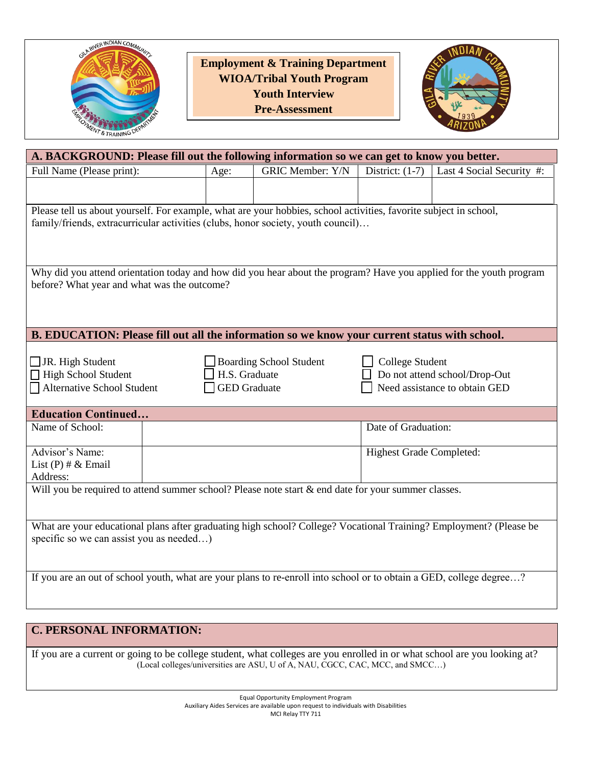# Employment & Training Department
## WIOA/Tribal Youth Program
## Youth Interview
## Pre-Assessment

## A. BACKGROUND: Please fill out the following information so we can get to know you better.

| Full Name (Please print): | Age: | GRIC Member: Y/N | District: (1-7) | Last 4 Social Security #: |
|---|---|---|---|---|
| | | | | |

Please tell us about yourself. For example, what are your hobbies, school activities, favorite subject in school, family/friends, extracurricular activities (clubs, honor society, youth council)…

Why did you attend orientation today and how did you hear about the program? Have you applied for the youth program before? What year and what was the outcome?

## B. EDUCATION: Please fill out all the information so we know your current status with school.

- ☐ JR. High Student
- ☐ High School Student
- ☐ Alternative School Student
- ☐ Boarding School Student
- ☐ H.S. Graduate
- ☐ GED Graduate
- ☐ College Student
- ☐ Do not attend school/Drop-Out
- ☐ Need assistance to obtain GED

### Education Continued…

| Name of School: | | Date of Graduation: |
|---|---|---|
| Advisor's Name: List (P) # & Email Address: | | Highest Grade Completed: |

Will you be required to attend summer school? Please note start & end date for your summer classes.

What are your educational plans after graduating high school? College? Vocational Training? Employment? (Please be specific so we can assist you as needed…)

If you are an out of school youth, what are your plans to re-enroll into school or to obtain a GED, college degree…?

## C. PERSONAL INFORMATION:

If you are a current or going to be college student, what colleges are you enrolled in or what school are you looking at?
(Local colleges/universities are ASU, U of A, NAU, CGCC, CAC, MCC, and SMCC…)

Equal Opportunity Employment Program
Auxiliary Aides Services are available upon request to individuals with Disabilities
MCI Relay TTY 711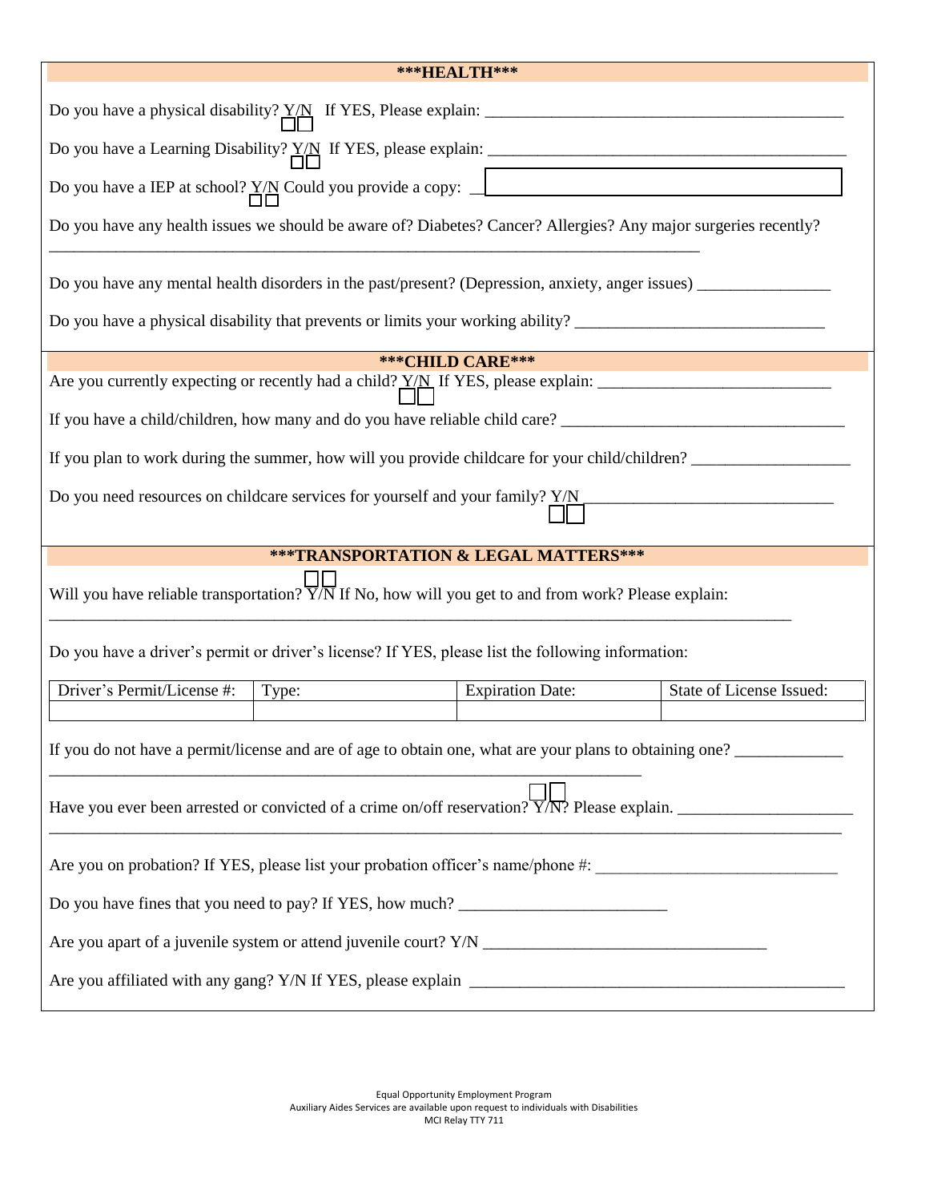## ***HEALTH***

Do you have a physical disability? Y/N ☐☐ If YES, Please explain: ___________________________________________

Do you have a Learning Disability? Y/N ☐☐ If YES, please explain: ___________________________________________

Do you have a IEP at school? Y/N ☐☐ Could you provide a copy: ___________________________________________

Do you have any health issues we should be aware of? Diabetes? Cancer? Allergies? Any major surgeries recently?
_______________________________________________________________________________

Do you have any mental health disorders in the past/present? (Depression, anxiety, anger issues) ________________

Do you have a physical disability that prevents or limits your working ability? ______________________________

## ***CHILD CARE***

Are you currently expecting or recently had a child? Y/N ☐☐ If YES, please explain: ____________________________

If you have a child/children, how many and do you have reliable child care? ___________________________________

If you plan to work during the summer, how will you provide childcare for your child/children? ___________________

Do you need resources on childcare services for yourself and your family? Y/N ☐☐ ______________________________

## ***TRANSPORTATION & LEGAL MATTERS***

Will you have reliable transportation? Y/N ☐☐ If No, how will you get to and from work? Please explain:
___________________________________________________________________________________________

Do you have a driver's permit or driver's license? If YES, please list the following information:

| Driver's Permit/License #: | Type: | Expiration Date: | State of License Issued: |
|---|---|---|---|
| | | | |

If you do not have a permit/license and are of age to obtain one, what are your plans to obtaining one? _____________
___________________________________________________________________________

Have you ever been arrested or convicted of a crime on/off reservation? Y/N? ☐☐ Please explain. ____________________
___________________________________________________________________________________________

Are you on probation? If YES, please list your probation officer's name/phone #: _____________________________

Do you have fines that you need to pay? If YES, how much? _________________________

Are you apart of a juvenile system or attend juvenile court? Y/N __________________________________

Are you affiliated with any gang? Y/N If YES, please explain ______________________________________________

Equal Opportunity Employment Program
Auxiliary Aides Services are available upon request to individuals with Disabilities
MCI Relay TTY 711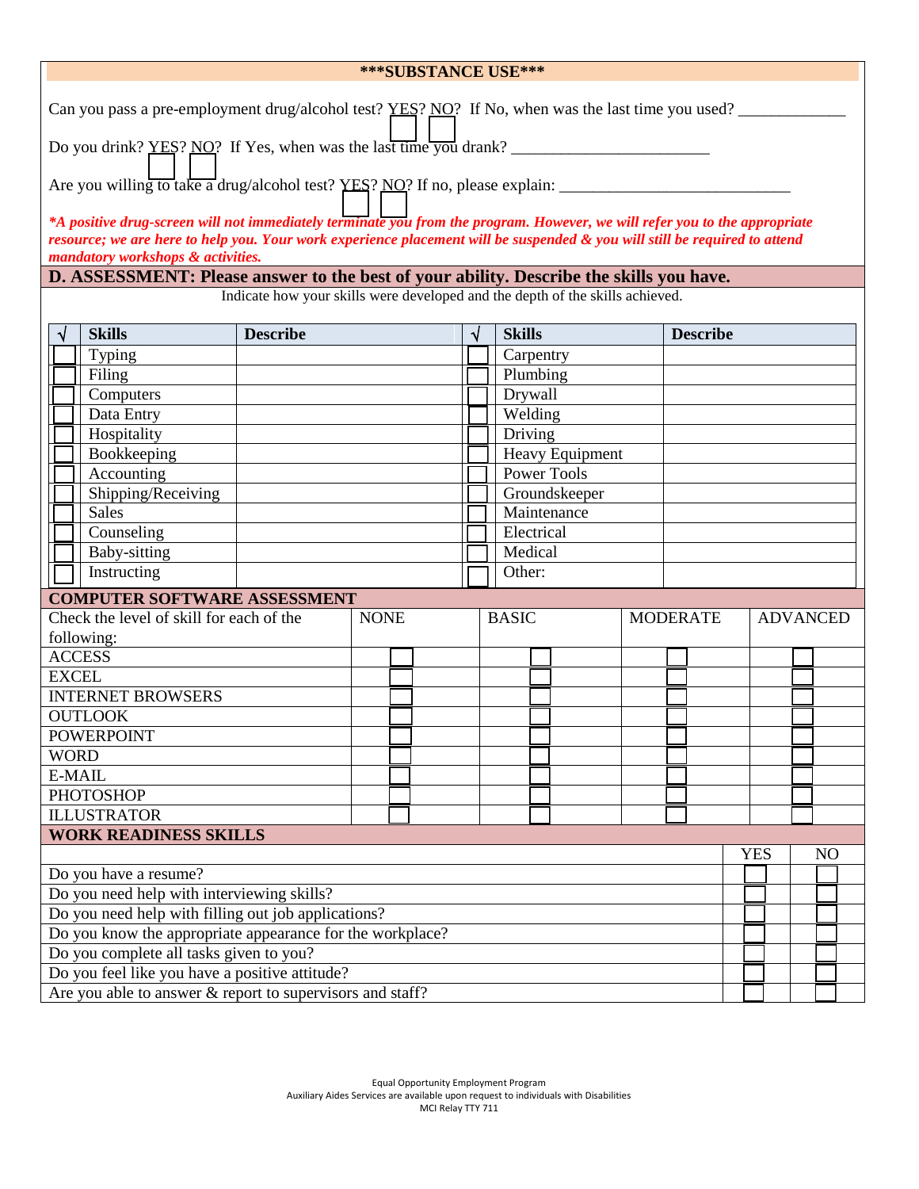**\*\*\*SUBSTANCE USE\*\*\***

Can you pass a pre-employment drug/alcohol test? YES? NO? If No, when was the last time you used? _____________

Do you drink? YES? NO? If Yes, when was the last time you drank? ________________________

Are you willing to take a drug/alcohol test? YES? NO? If no, please explain: ____________________________

***\*A positive drug-screen will not immediately terminate you from the program. However, we will refer you to the appropriate resource; we are here to help you. Your work experience placement will be suspended & you will still be required to attend mandatory workshops & activities.***

## D. ASSESSMENT: Please answer to the best of your ability. Describe the skills you have.

Indicate how your skills were developed and the depth of the skills achieved.

| √ | Skills | Describe | √ | Skills | Describe |
|---|---|---|---|---|---|
| ☐ | Typing | | ☐ | Carpentry | |
| ☐ | Filing | | ☐ | Plumbing | |
| ☐ | Computers | | ☐ | Drywall | |
| ☐ | Data Entry | | ☐ | Welding | |
| ☐ | Hospitality | | ☐ | Driving | |
| ☐ | Bookkeeping | | ☐ | Heavy Equipment | |
| ☐ | Accounting | | ☐ | Power Tools | |
| ☐ | Shipping/Receiving | | ☐ | Groundskeeper | |
| ☐ | Sales | | ☐ | Maintenance | |
| ☐ | Counseling | | ☐ | Electrical | |
| ☐ | Baby-sitting | | ☐ | Medical | |
| ☐ | Instructing | | ☐ | Other: | |

**COMPUTER SOFTWARE ASSESSMENT**

| Check the level of skill for each of the following: | NONE | BASIC | MODERATE | ADVANCED |
|---|---|---|---|---|
| ACCESS | ☐ | ☐ | ☐ | ☐ |
| EXCEL | ☐ | ☐ | ☐ | ☐ |
| INTERNET BROWSERS | ☐ | ☐ | ☐ | ☐ |
| OUTLOOK | ☐ | ☐ | ☐ | ☐ |
| POWERPOINT | ☐ | ☐ | ☐ | ☐ |
| WORD | ☐ | ☐ | ☐ | ☐ |
| E-MAIL | ☐ | ☐ | ☐ | ☐ |
| PHOTOSHOP | ☐ | ☐ | ☐ | ☐ |
| ILLUSTRATOR | ☐ | ☐ | ☐ | ☐ |

**WORK READINESS SKILLS**

| | YES | NO |
|---|---|---|
| Do you have a resume? | ☐ | ☐ |
| Do you need help with interviewing skills? | ☐ | ☐ |
| Do you need help with filling out job applications? | ☐ | ☐ |
| Do you know the appropriate appearance for the workplace? | ☐ | ☐ |
| Do you complete all tasks given to you? | ☐ | ☐ |
| Do you feel like you have a positive attitude? | ☐ | ☐ |
| Are you able to answer & report to supervisors and staff? | ☐ | ☐ |

Equal Opportunity Employment Program
Auxiliary Aides Services are available upon request to individuals with Disabilities
MCI Relay TTY 711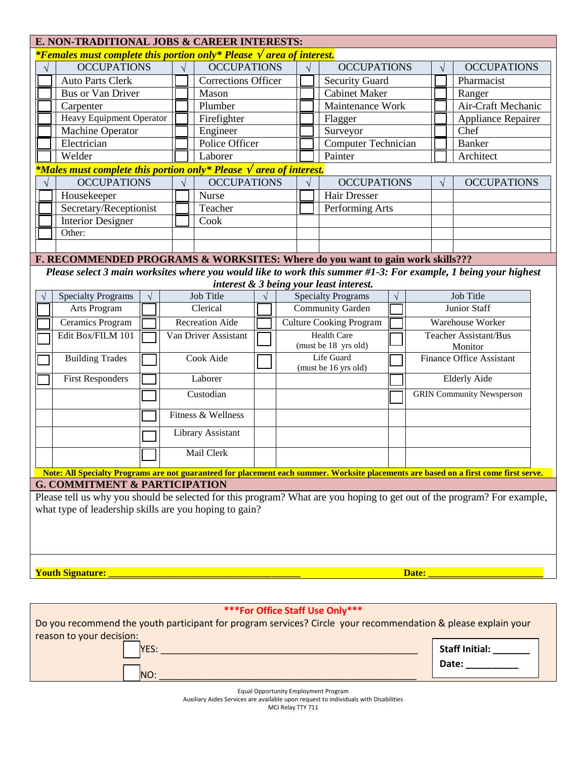## E. NON-TRADITIONAL JOBS & CAREER INTERESTS:

***Females must complete this portion only* Please √ area of interest.**

| √ | OCCUPATIONS | √ | OCCUPATIONS | √ | OCCUPATIONS | √ | OCCUPATIONS |
|---|---|---|---|---|---|---|---|
| ☐ | Auto Parts Clerk | ☐ | Corrections Officer | ☐ | Security Guard | ☐ | Pharmacist |
| ☐ | Bus or Van Driver | ☐ | Mason | ☐ | Cabinet Maker | ☐ | Ranger |
| ☐ | Carpenter | ☐ | Plumber | ☐ | Maintenance Work | ☐ | Air-Craft Mechanic |
| ☐ | Heavy Equipment Operator | ☐ | Firefighter | ☐ | Flagger | ☐ | Appliance Repairer |
| ☐ | Machine Operator | ☐ | Engineer | ☐ | Surveyor | ☐ | Chef |
| ☐ | Electrician | ☐ | Police Officer | ☐ | Computer Technician | ☐ | Banker |
| ☐ | Welder | ☐ | Laborer | ☐ | Painter | ☐ | Architect |

***Males must complete this portion only* Please √ area of interest.**

| √ | OCCUPATIONS | √ | OCCUPATIONS | √ | OCCUPATIONS | √ | OCCUPATIONS |
|---|---|---|---|---|---|---|---|
| ☐ | Housekeeper | ☐ | Nurse | ☐ | Hair Dresser | | |
| ☐ | Secretary/Receptionist | ☐ | Teacher | ☐ | Performing Arts | | |
| ☐ | Interior Designer | ☐ | Cook | | | | |
| ☐ | Other: | | | | | | |
| | | | | | | | |

## F. RECOMMENDED PROGRAMS & WORKSITES: Where do you want to gain work skills???

***Please select 3 main worksites where you would like to work this summer #1-3: For example, 1 being your highest interest & 3 being your least interest.***

| √ | Specialty Programs | √ | Job Title | √ | Specialty Programs | √ | Job Title |
|---|---|---|---|---|---|---|---|
| ☐ | Arts Program | ☐ | Clerical | ☐ | Community Garden | ☐ | Junior Staff |
| ☐ | Ceramics Program | ☐ | Recreation Aide | ☐ | Culture Cooking Program | ☐ | Warehouse Worker |
| ☐ | Edit Box/FILM 101 | ☐ | Van Driver Assistant | ☐ | Health Care (must be 18 yrs old) | ☐ | Teacher Assistant/Bus Monitor |
| ☐ | Building Trades | ☐ | Cook Aide | ☐ | Life Guard (must be 16 yrs old) | ☐ | Finance Office Assistant |
| ☐ | First Responders | ☐ | Laborer | | | ☐ | Elderly Aide |
| | | ☐ | Custodian | | | ☐ | GRIN Community Newsperson |
| | | ☐ | Fitness & Wellness | | | | |
| | | ☐ | Library Assistant | | | | |
| | | ☐ | Mail Clerk | | | | |

**Note: All Specialty Programs are not guaranteed for placement each summer. Worksite placements are based on a first come first serve.**

## G. COMMITMENT & PARTICIPATION

Please tell us why you should be selected for this program? What are you hoping to get out of the program? For example, what type of leadership skills are you hoping to gain?

**Youth Signature: ________________________________________ Date: ________________________**

---

***For Office Staff Use Only***

Do you recommend the youth participant for program services? Circle your recommendation & please explain your reason to your decision:

☐ YES: ____________________________________________________

☐ NO: ____________________________________________________

**Staff Initial: _______**

**Date: __________**

Equal Opportunity Employment Program
Auxiliary Aides Services are available upon request to individuals with Disabilities
MCI Relay TTY 711